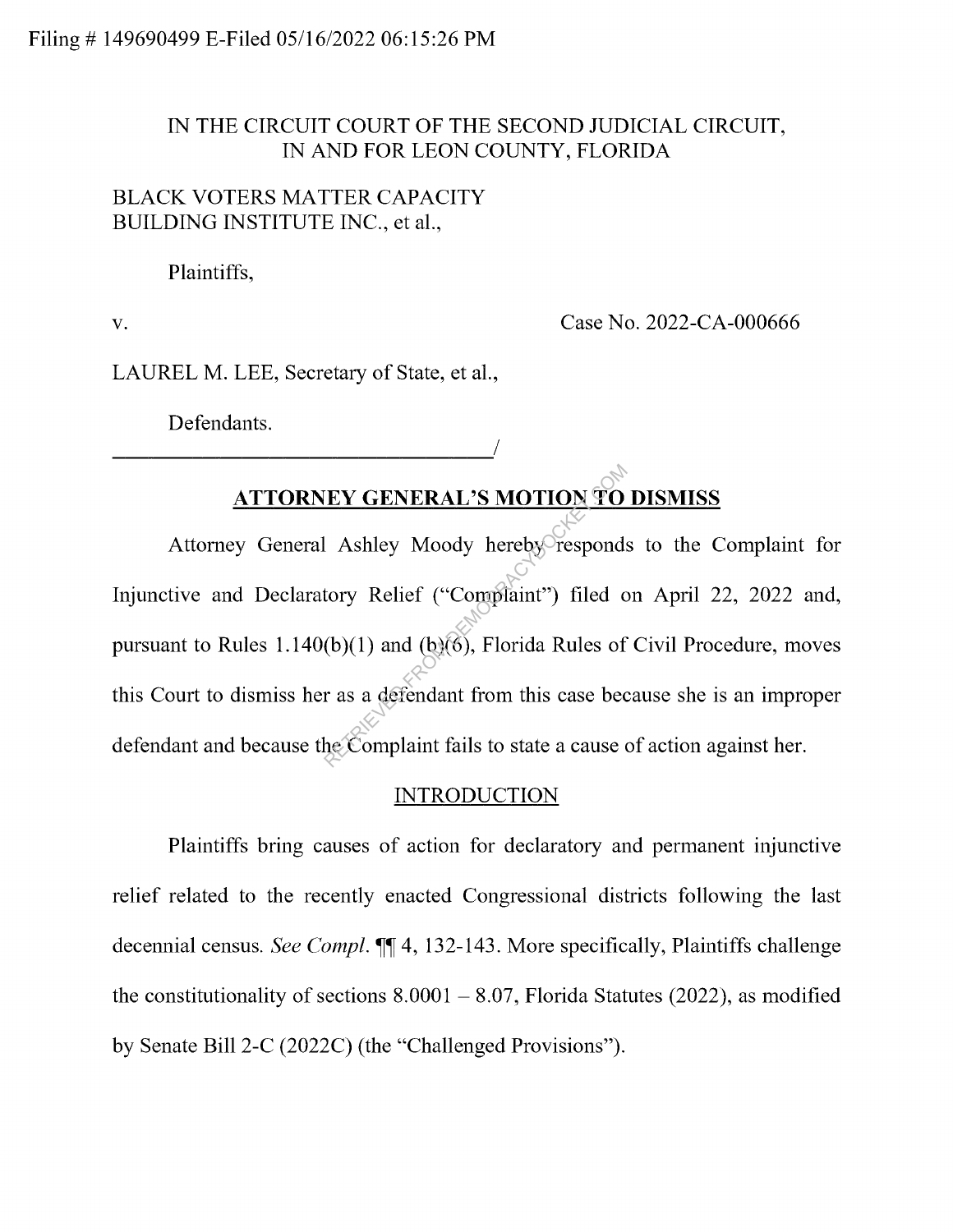Filing # 149690499 E-Filed 05/16/2022 06:15:26 PM

IN THE CIRCUIT COURT OF THE SECOND JUDICIAL CIRCUIT,
IN AND FOR LEON COUNTY, FLORIDA

BLACK VOTERS MATTER CAPACITY BUILDING INSTITUTE INC., et al.,

Plaintiffs,

v. Case No. 2022-CA-000666

LAUREL M. LEE, Secretary of State, et al.,

Defendants.

_________________________________/

## **ATTORNEY GENERAL'S MOTION TO DISMISS**

Attorney General Ashley Moody hereby responds to the Complaint for Injunctive and Declaratory Relief ("Complaint") filed on April 22, 2022 and, pursuant to Rules 1.140(b)(1) and (b)(6), Florida Rules of Civil Procedure, moves this Court to dismiss her as a defendant from this case because she is an improper defendant and because the Complaint fails to state a cause of action against her.

### INTRODUCTION

Plaintiffs bring causes of action for declaratory and permanent injunctive relief related to the recently enacted Congressional districts following the last decennial census. *See Compl.* ¶¶ 4, 132-143. More specifically, Plaintiffs challenge the constitutionality of sections 8.0001 – 8.07, Florida Statutes (2022), as modified by Senate Bill 2-C (2022C) (the "Challenged Provisions").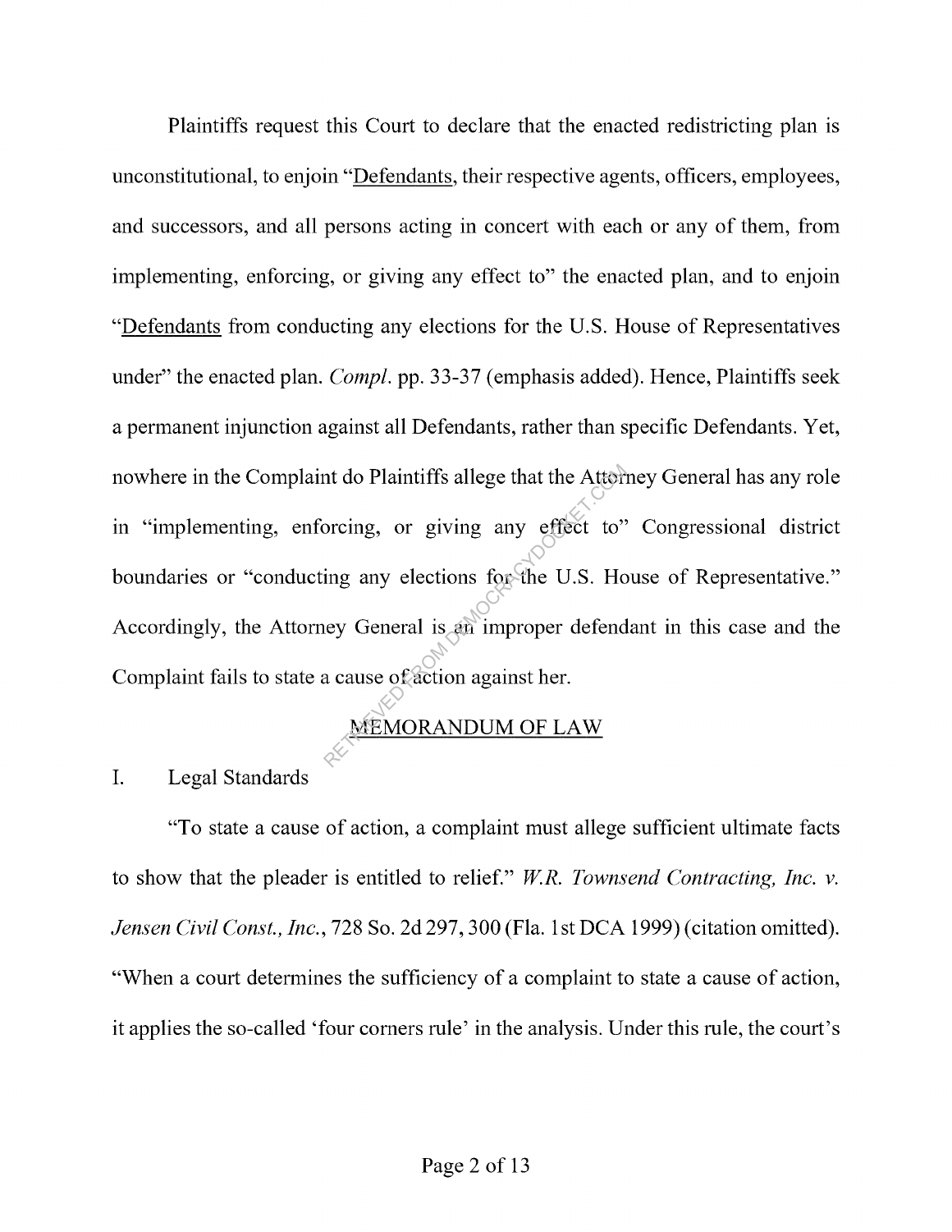Plaintiffs request this Court to declare that the enacted redistricting plan is unconstitutional, to enjoin "<u>Defendants</u>, their respective agents, officers, employees, and successors, and all persons acting in concert with each or any of them, from implementing, enforcing, or giving any effect to" the enacted plan, and to enjoin "<u>Defendants</u> from conducting any elections for the U.S. House of Representatives under" the enacted plan. *Compl.* pp. 33-37 (emphasis added). Hence, Plaintiffs seek a permanent injunction against all Defendants, rather than specific Defendants. Yet, nowhere in the Complaint do Plaintiffs allege that the Attorney General has any role in "implementing, enforcing, or giving any effect to" Congressional district boundaries or "conducting any elections for the U.S. House of Representative." Accordingly, the Attorney General is an improper defendant in this case and the Complaint fails to state a cause of action against her.

## MEMORANDUM OF LAW

### I. Legal Standards

"To state a cause of action, a complaint must allege sufficient ultimate facts to show that the pleader is entitled to relief." *W.R. Townsend Contracting, Inc. v. Jensen Civil Const., Inc.*, 728 So. 2d 297, 300 (Fla. 1st DCA 1999) (citation omitted). "When a court determines the sufficiency of a complaint to state a cause of action, it applies the so-called 'four corners rule' in the analysis. Under this rule, the court's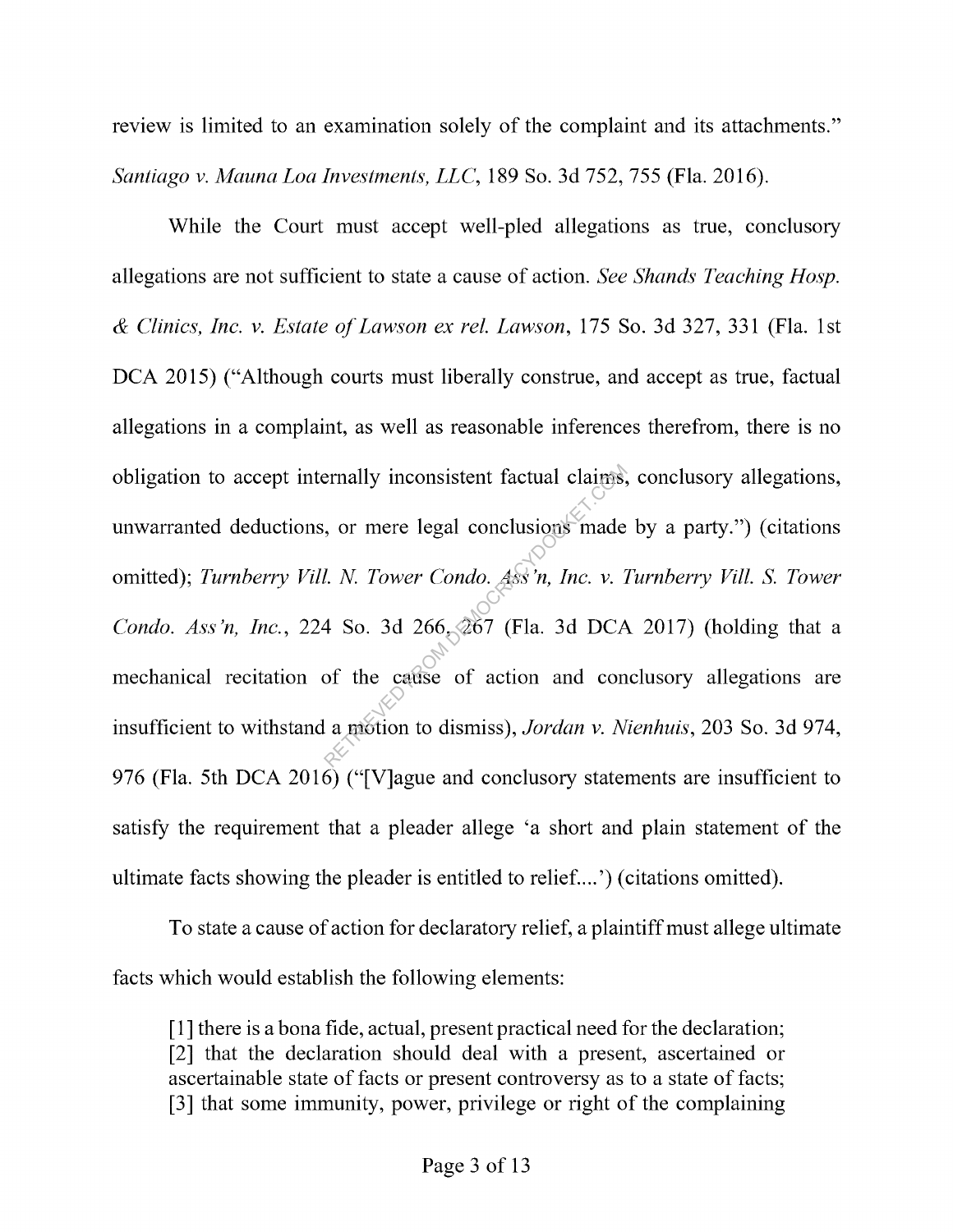review is limited to an examination solely of the complaint and its attachments." *Santiago v. Mauna Loa Investments, LLC*, 189 So. 3d 752, 755 (Fla. 2016).

While the Court must accept well-pled allegations as true, conclusory allegations are not sufficient to state a cause of action. *See Shands Teaching Hosp. & Clinics, Inc. v. Estate of Lawson ex rel. Lawson*, 175 So. 3d 327, 331 (Fla. 1st DCA 2015) ("Although courts must liberally construe, and accept as true, factual allegations in a complaint, as well as reasonable inferences therefrom, there is no obligation to accept internally inconsistent factual claims, conclusory allegations, unwarranted deductions, or mere legal conclusions made by a party.") (citations omitted); *Turnberry Vill. N. Tower Condo. Ass'n, Inc. v. Turnberry Vill. S. Tower Condo. Ass'n, Inc.*, 224 So. 3d 266, 267 (Fla. 3d DCA 2017) (holding that a mechanical recitation of the cause of action and conclusory allegations are insufficient to withstand a motion to dismiss), *Jordan v. Nienhuis*, 203 So. 3d 974, 976 (Fla. 5th DCA 2016) ("[V]ague and conclusory statements are insufficient to satisfy the requirement that a pleader allege 'a short and plain statement of the ultimate facts showing the pleader is entitled to relief....') (citations omitted).

To state a cause of action for declaratory relief, a plaintiff must allege ultimate facts which would establish the following elements:

> [1] there is a bona fide, actual, present practical need for the declaration; [2] that the declaration should deal with a present, ascertained or ascertainable state of facts or present controversy as to a state of facts; [3] that some immunity, power, privilege or right of the complaining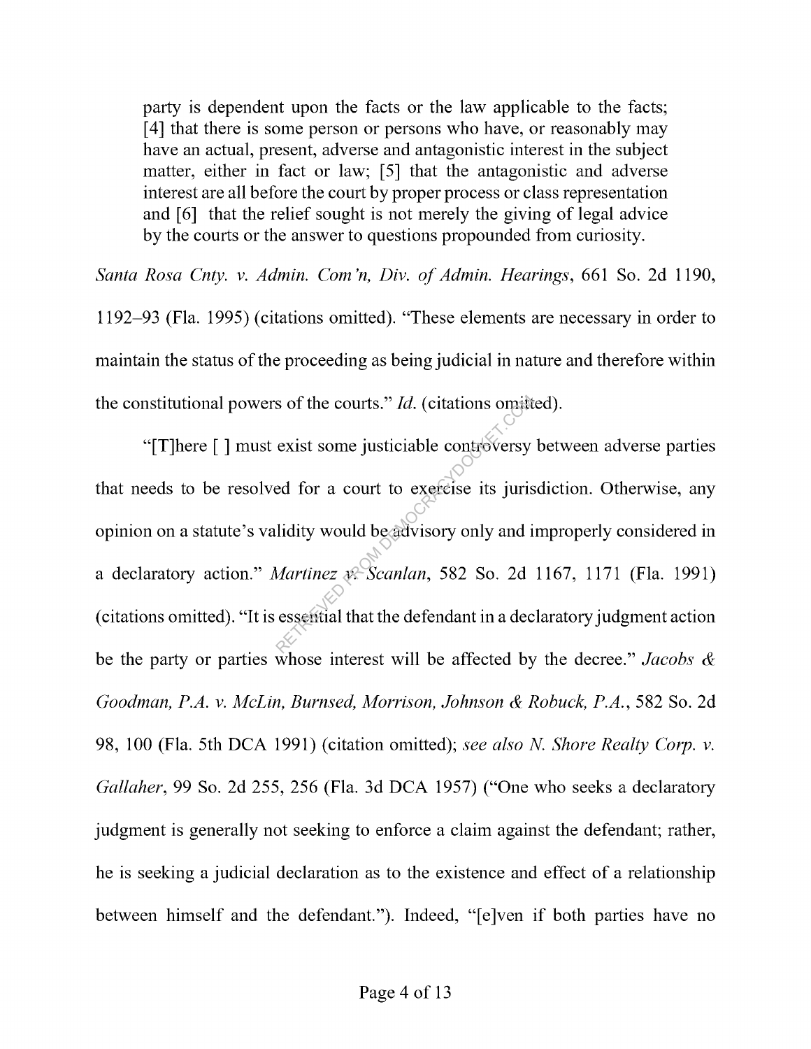> party is dependent upon the facts or the law applicable to the facts; [4] that there is some person or persons who have, or reasonably may have an actual, present, adverse and antagonistic interest in the subject matter, either in fact or law; [5] that the antagonistic and adverse interest are all before the court by proper process or class representation and [6] that the relief sought is not merely the giving of legal advice by the courts or the answer to questions propounded from curiosity.

*Santa Rosa Cnty. v. Admin. Com'n, Div. of Admin. Hearings*, 661 So. 2d 1190, 1192–93 (Fla. 1995) (citations omitted). "These elements are necessary in order to maintain the status of the proceeding as being judicial in nature and therefore within the constitutional powers of the courts." *Id.* (citations omitted).

"[T]here [ ] must exist some justiciable controversy between adverse parties that needs to be resolved for a court to exercise its jurisdiction. Otherwise, any opinion on a statute's validity would be advisory only and improperly considered in a declaratory action." *Martinez v. Scanlan*, 582 So. 2d 1167, 1171 (Fla. 1991) (citations omitted). "It is essential that the defendant in a declaratory judgment action be the party or parties whose interest will be affected by the decree." *Jacobs & Goodman, P.A. v. McLin, Burnsed, Morrison, Johnson & Robuck, P.A.*, 582 So. 2d 98, 100 (Fla. 5th DCA 1991) (citation omitted); *see also N. Shore Realty Corp. v. Gallaher*, 99 So. 2d 255, 256 (Fla. 3d DCA 1957) ("One who seeks a declaratory judgment is generally not seeking to enforce a claim against the defendant; rather, he is seeking a judicial declaration as to the existence and effect of a relationship between himself and the defendant."). Indeed, "[e]ven if both parties have no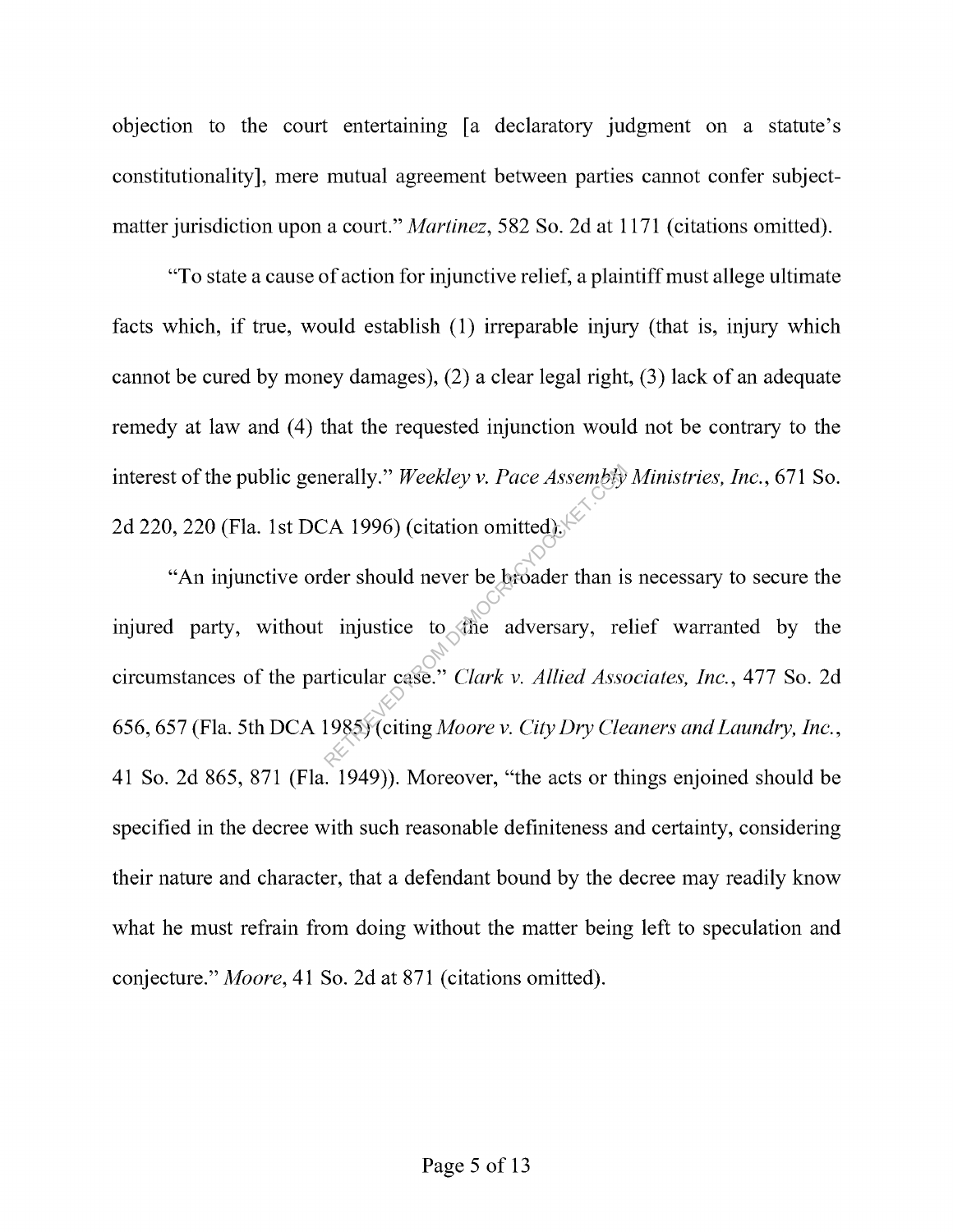objection to the court entertaining [a declaratory judgment on a statute's constitutionality], mere mutual agreement between parties cannot confer subject-matter jurisdiction upon a court." *Martinez*, 582 So. 2d at 1171 (citations omitted).

"To state a cause of action for injunctive relief, a plaintiff must allege ultimate facts which, if true, would establish (1) irreparable injury (that is, injury which cannot be cured by money damages), (2) a clear legal right, (3) lack of an adequate remedy at law and (4) that the requested injunction would not be contrary to the interest of the public generally." *Weekley v. Pace Assembly Ministries, Inc.*, 671 So. 2d 220, 220 (Fla. 1st DCA 1996) (citation omitted).

"An injunctive order should never be broader than is necessary to secure the injured party, without injustice to the adversary, relief warranted by the circumstances of the particular case." *Clark v. Allied Associates, Inc.*, 477 So. 2d 656, 657 (Fla. 5th DCA 1985) (citing *Moore v. City Dry Cleaners and Laundry, Inc.*, 41 So. 2d 865, 871 (Fla. 1949)). Moreover, "the acts or things enjoined should be specified in the decree with such reasonable definiteness and certainty, considering their nature and character, that a defendant bound by the decree may readily know what he must refrain from doing without the matter being left to speculation and conjecture." *Moore*, 41 So. 2d at 871 (citations omitted).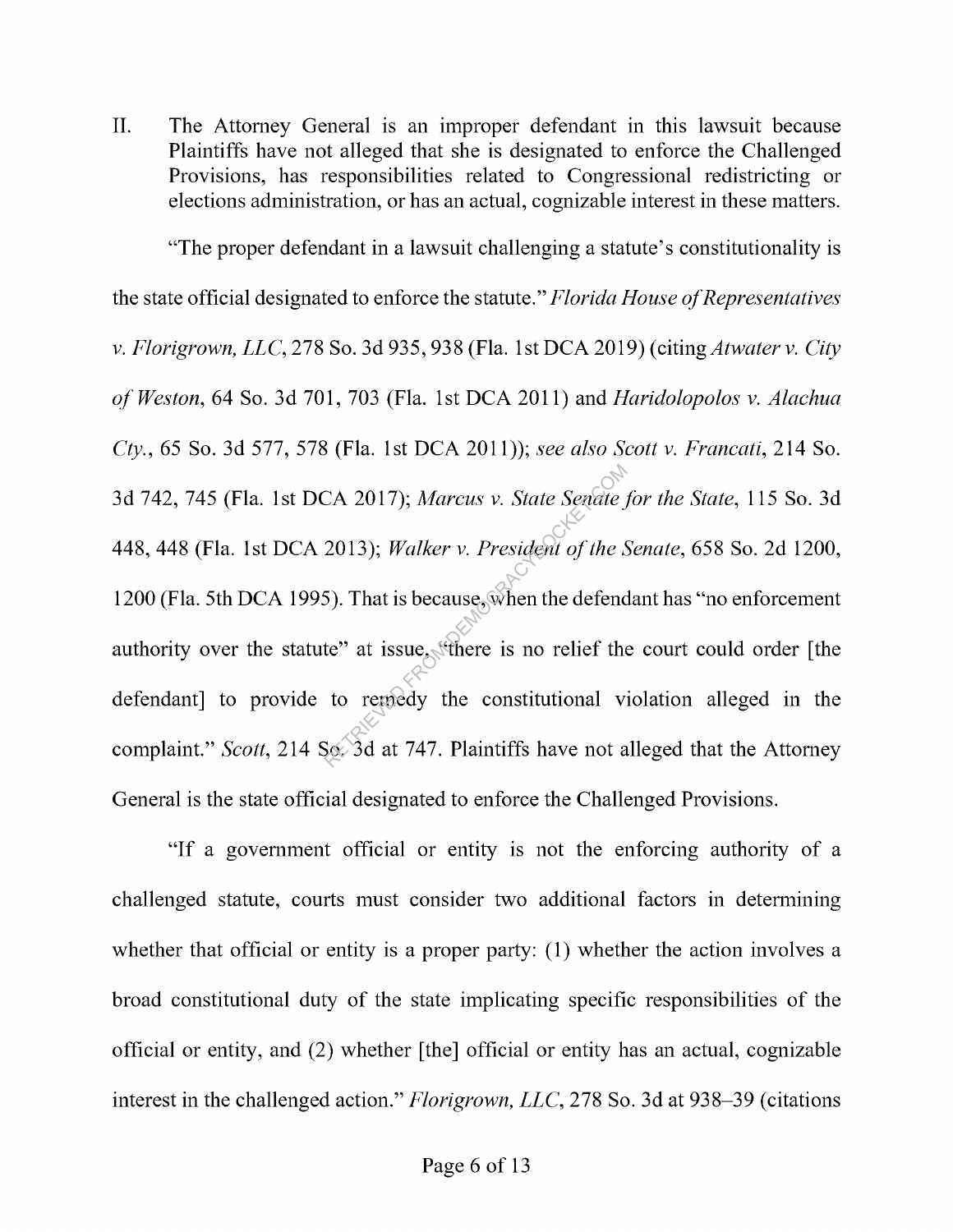II. The Attorney General is an improper defendant in this lawsuit because Plaintiffs have not alleged that she is designated to enforce the Challenged Provisions, has responsibilities related to Congressional redistricting or elections administration, or has an actual, cognizable interest in these matters.

"The proper defendant in a lawsuit challenging a statute's constitutionality is the state official designated to enforce the statute." *Florida House of Representatives v. Florigrown, LLC*, 278 So. 3d 935, 938 (Fla. 1st DCA 2019) (citing *Atwater v. City of Weston*, 64 So. 3d 701, 703 (Fla. 1st DCA 2011) and *Haridolopolos v. Alachua Cty.*, 65 So. 3d 577, 578 (Fla. 1st DCA 2011)); *see also Scott v. Francati*, 214 So. 3d 742, 745 (Fla. 1st DCA 2017); *Marcus v. State Senate for the State*, 115 So. 3d 448, 448 (Fla. 1st DCA 2013); *Walker v. President of the Senate*, 658 So. 2d 1200, 1200 (Fla. 5th DCA 1995). That is because, when the defendant has "no enforcement authority over the statute" at issue, "there is no relief the court could order [the defendant] to provide to remedy the constitutional violation alleged in the complaint." *Scott*, 214 So. 3d at 747. Plaintiffs have not alleged that the Attorney General is the state official designated to enforce the Challenged Provisions.

"If a government official or entity is not the enforcing authority of a challenged statute, courts must consider two additional factors in determining whether that official or entity is a proper party: (1) whether the action involves a broad constitutional duty of the state implicating specific responsibilities of the official or entity, and (2) whether [the] official or entity has an actual, cognizable interest in the challenged action." *Florigrown, LLC*, 278 So. 3d at 938–39 (citations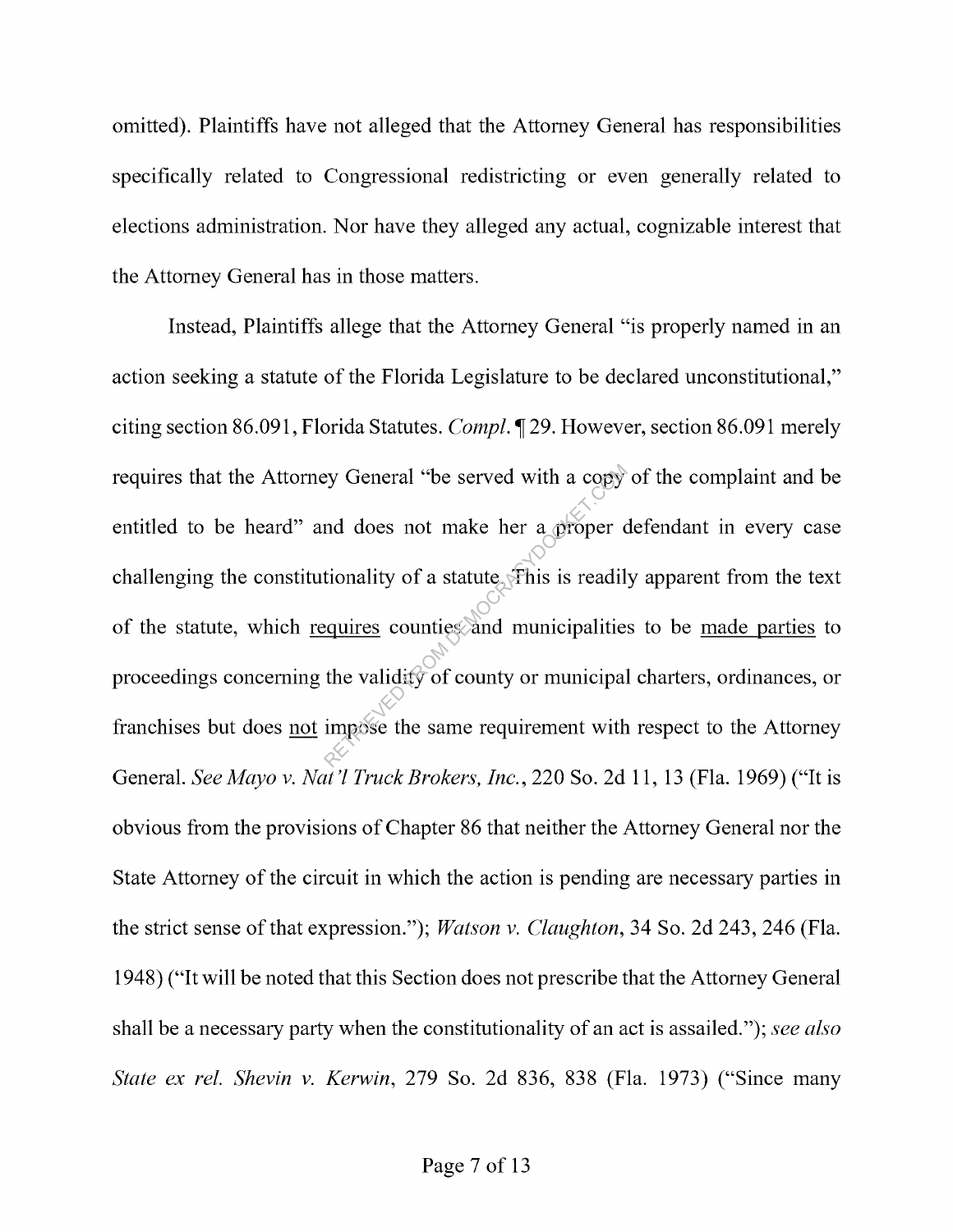omitted). Plaintiffs have not alleged that the Attorney General has responsibilities specifically related to Congressional redistricting or even generally related to elections administration. Nor have they alleged any actual, cognizable interest that the Attorney General has in those matters.

Instead, Plaintiffs allege that the Attorney General "is properly named in an action seeking a statute of the Florida Legislature to be declared unconstitutional," citing section 86.091, Florida Statutes. *Compl.* ¶ 29. However, section 86.091 merely requires that the Attorney General "be served with a copy of the complaint and be entitled to be heard" and does not make her a proper defendant in every case challenging the constitutionality of a statute. This is readily apparent from the text of the statute, which <u>requires</u> counties and municipalities to be <u>made parties</u> to proceedings concerning the validity of county or municipal charters, ordinances, or franchises but does <u>not</u> impose the same requirement with respect to the Attorney General. *See Mayo v. Nat'l Truck Brokers, Inc.*, 220 So. 2d 11, 13 (Fla. 1969) ("It is obvious from the provisions of Chapter 86 that neither the Attorney General nor the State Attorney of the circuit in which the action is pending are necessary parties in the strict sense of that expression."); *Watson v. Claughton*, 34 So. 2d 243, 246 (Fla. 1948) ("It will be noted that this Section does not prescribe that the Attorney General shall be a necessary party when the constitutionality of an act is assailed."); *see also State ex rel. Shevin v. Kerwin*, 279 So. 2d 836, 838 (Fla. 1973) ("Since many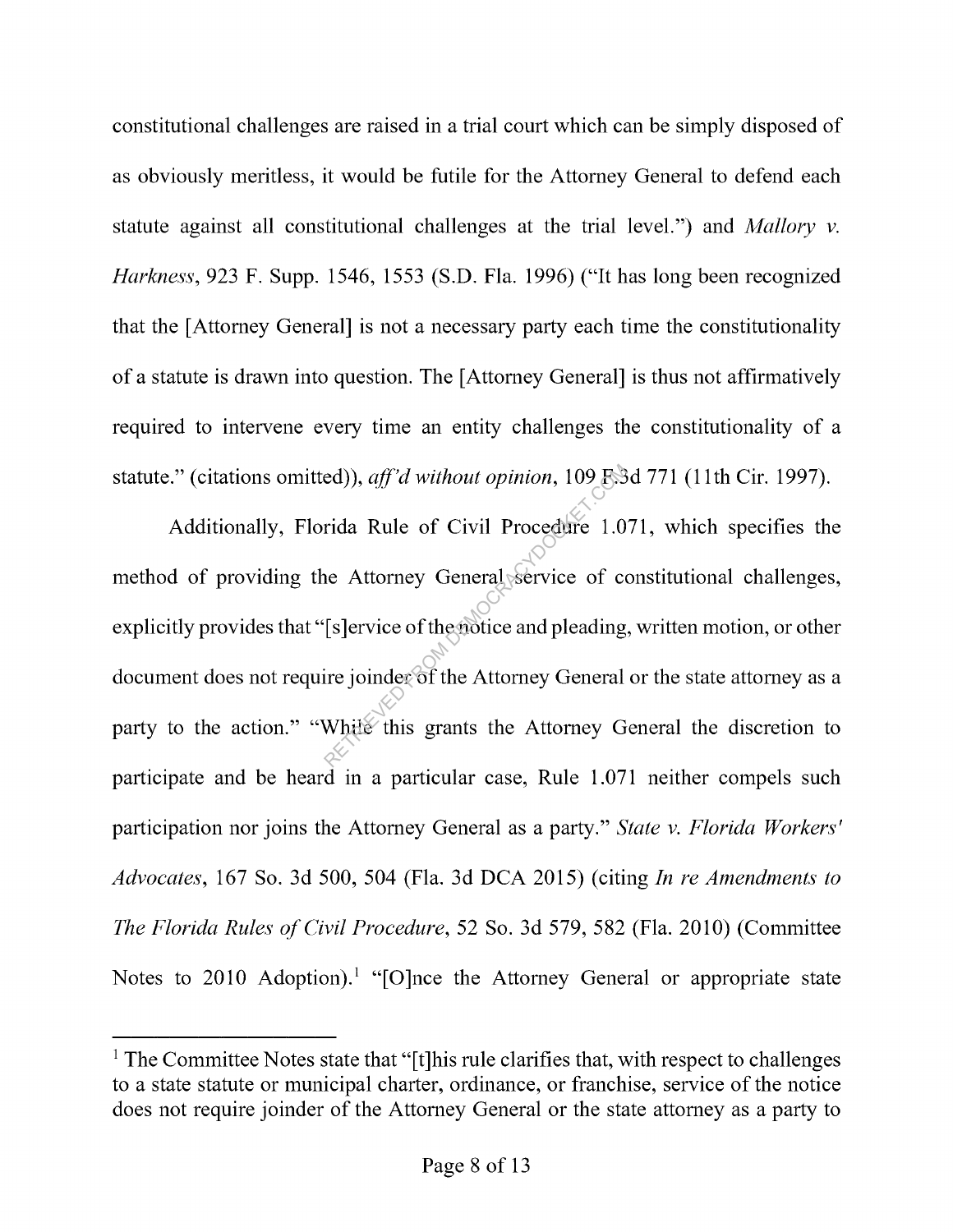constitutional challenges are raised in a trial court which can be simply disposed of as obviously meritless, it would be futile for the Attorney General to defend each statute against all constitutional challenges at the trial level.") and *Mallory v. Harkness*, 923 F. Supp. 1546, 1553 (S.D. Fla. 1996) ("It has long been recognized that the [Attorney General] is not a necessary party each time the constitutionality of a statute is drawn into question. The [Attorney General] is thus not affirmatively required to intervene every time an entity challenges the constitutionality of a statute." (citations omitted)), *aff'd without opinion*, 109 F.3d 771 (11th Cir. 1997).

Additionally, Florida Rule of Civil Procedure 1.071, which specifies the method of providing the Attorney General service of constitutional challenges, explicitly provides that "[s]ervice of the notice and pleading, written motion, or other document does not require joinder of the Attorney General or the state attorney as a party to the action." "While this grants the Attorney General the discretion to participate and be heard in a particular case, Rule 1.071 neither compels such participation nor joins the Attorney General as a party." *State v. Florida Workers' Advocates*, 167 So. 3d 500, 504 (Fla. 3d DCA 2015) (citing *In re Amendments to The Florida Rules of Civil Procedure*, 52 So. 3d 579, 582 (Fla. 2010) (Committee Notes to 2010 Adoption).[1] "[O]nce the Attorney General or appropriate state

[1] The Committee Notes state that "[t]his rule clarifies that, with respect to challenges to a state statute or municipal charter, ordinance, or franchise, service of the notice does not require joinder of the Attorney General or the state attorney as a party to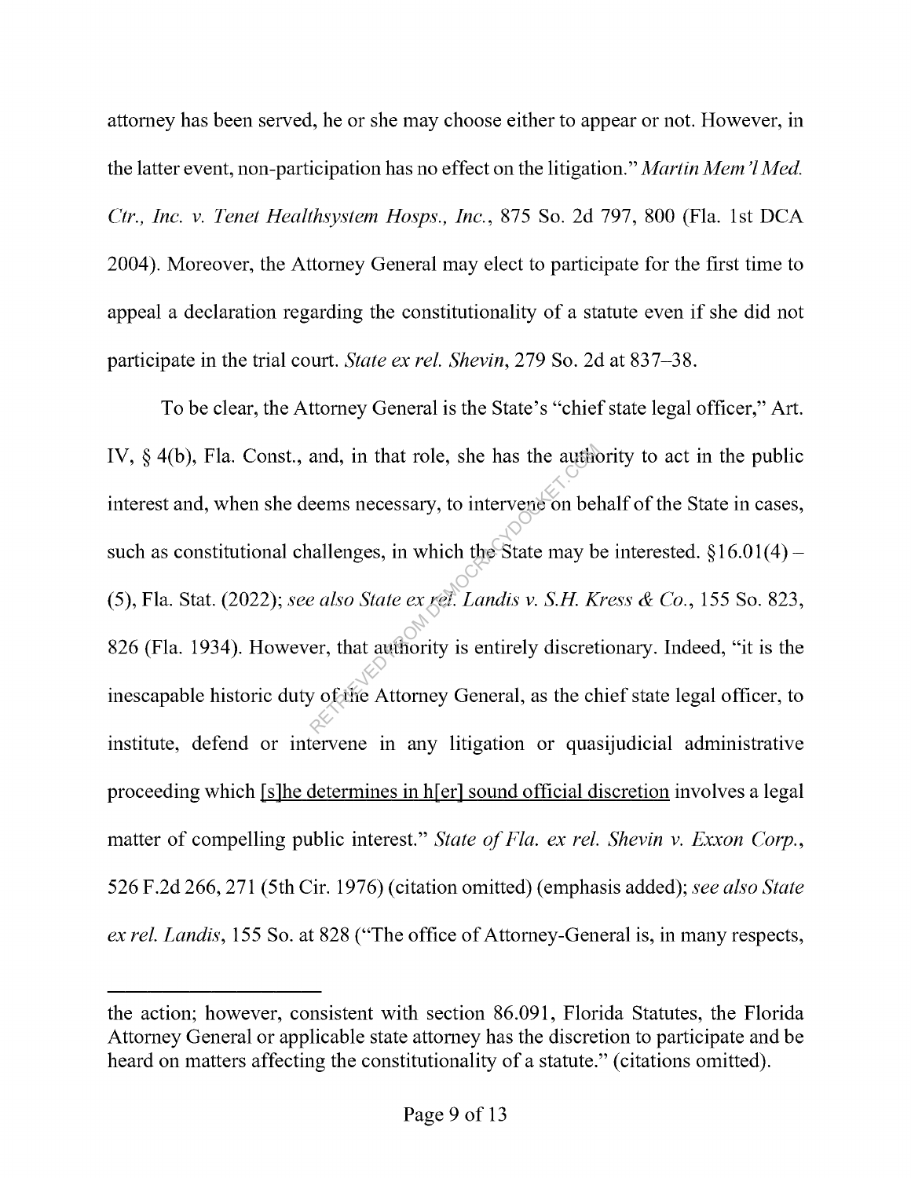attorney has been served, he or she may choose either to appear or not. However, in the latter event, non-participation has no effect on the litigation." *Martin Mem'l Med. Ctr., Inc. v. Tenet Healthsystem Hosps., Inc.*, 875 So. 2d 797, 800 (Fla. 1st DCA 2004). Moreover, the Attorney General may elect to participate for the first time to appeal a declaration regarding the constitutionality of a statute even if she did not participate in the trial court. *State ex rel. Shevin*, 279 So. 2d at 837–38.

To be clear, the Attorney General is the State's "chief state legal officer," Art. IV, § 4(b), Fla. Const., and, in that role, she has the authority to act in the public interest and, when she deems necessary, to intervene on behalf of the State in cases, such as constitutional challenges, in which the State may be interested. §16.01(4) – (5), Fla. Stat. (2022); *see also State ex rel. Landis v. S.H. Kress & Co.*, 155 So. 823, 826 (Fla. 1934). However, that authority is entirely discretionary. Indeed, "it is the inescapable historic duty of the Attorney General, as the chief state legal officer, to institute, defend or intervene in any litigation or quasijudicial administrative proceeding which <u>[s]he determines in h[er] sound official discretion</u> involves a legal matter of compelling public interest." *State of Fla. ex rel. Shevin v. Exxon Corp.*, 526 F.2d 266, 271 (5th Cir. 1976) (citation omitted) (emphasis added); *see also State ex rel. Landis*, 155 So. at 828 ("The office of Attorney-General is, in many respects,

---

the action; however, consistent with section 86.091, Florida Statutes, the Florida Attorney General or applicable state attorney has the discretion to participate and be heard on matters affecting the constitutionality of a statute." (citations omitted).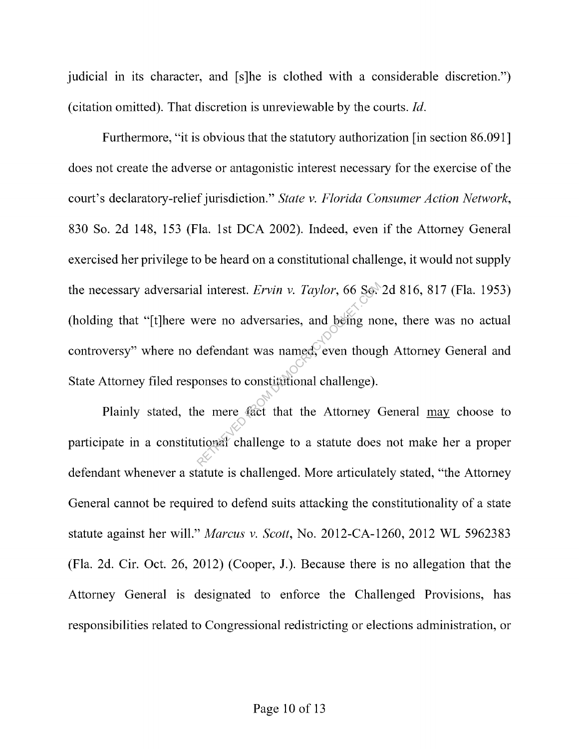judicial in its character, and [s]he is clothed with a considerable discretion.") (citation omitted). That discretion is unreviewable by the courts. *Id.*

Furthermore, "it is obvious that the statutory authorization [in section 86.091] does not create the adverse or antagonistic interest necessary for the exercise of the court's declaratory-relief jurisdiction." *State v. Florida Consumer Action Network*, 830 So. 2d 148, 153 (Fla. 1st DCA 2002). Indeed, even if the Attorney General exercised her privilege to be heard on a constitutional challenge, it would not supply the necessary adversarial interest. *Ervin v. Taylor*, 66 So. 2d 816, 817 (Fla. 1953) (holding that "[t]here were no adversaries, and being none, there was no actual controversy" where no defendant was named, even though Attorney General and State Attorney filed responses to constitutional challenge).

Plainly stated, the mere fact that the Attorney General <u>may</u> choose to participate in a constitutional challenge to a statute does not make her a proper defendant whenever a statute is challenged. More articulately stated, "the Attorney General cannot be required to defend suits attacking the constitutionality of a state statute against her will." *Marcus v. Scott*, No. 2012-CA-1260, 2012 WL 5962383 (Fla. 2d. Cir. Oct. 26, 2012) (Cooper, J.). Because there is no allegation that the Attorney General is designated to enforce the Challenged Provisions, has responsibilities related to Congressional redistricting or elections administration, or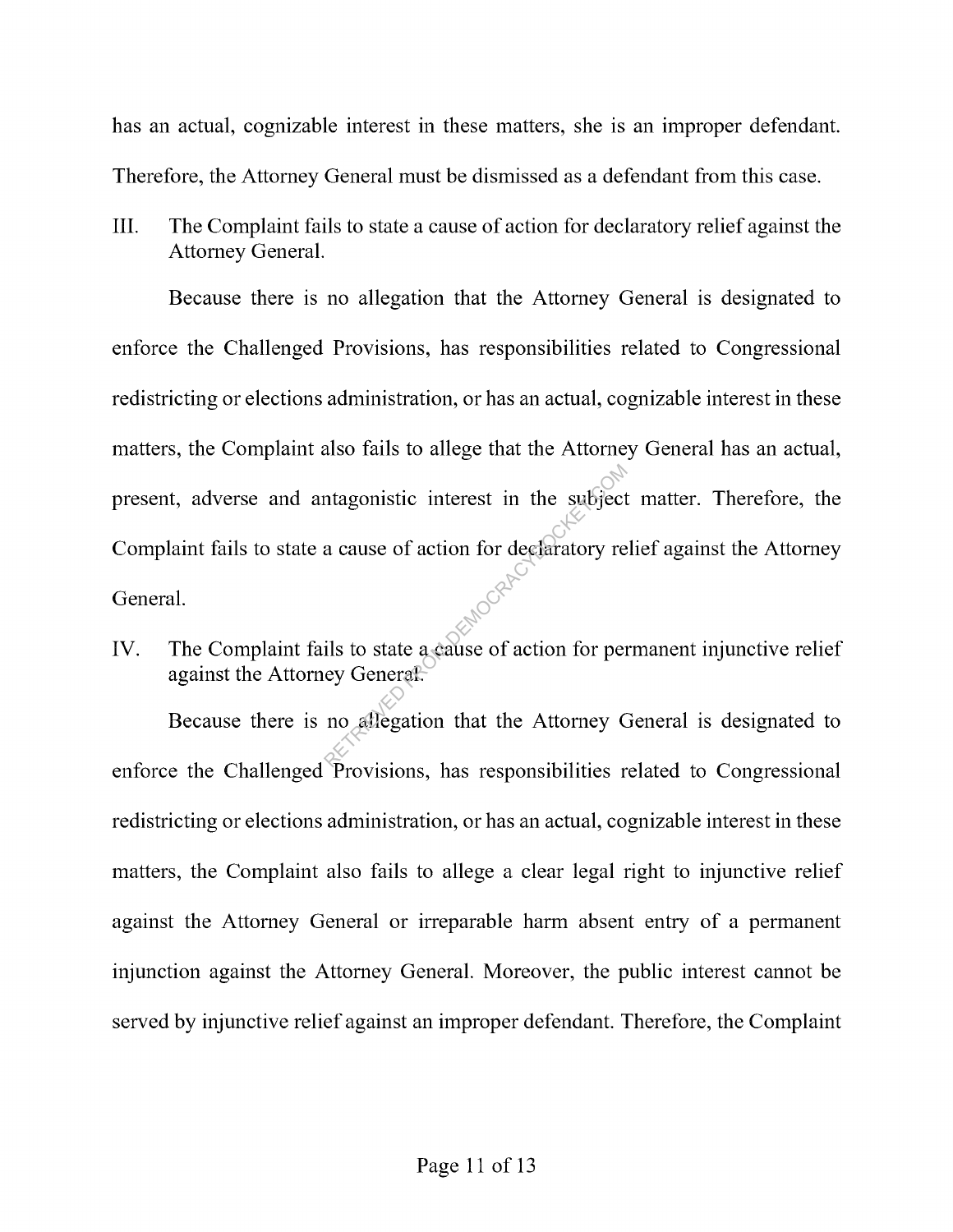has an actual, cognizable interest in these matters, she is an improper defendant. Therefore, the Attorney General must be dismissed as a defendant from this case.

## III. The Complaint fails to state a cause of action for declaratory relief against the Attorney General.

Because there is no allegation that the Attorney General is designated to enforce the Challenged Provisions, has responsibilities related to Congressional redistricting or elections administration, or has an actual, cognizable interest in these matters, the Complaint also fails to allege that the Attorney General has an actual, present, adverse and antagonistic interest in the subject matter. Therefore, the Complaint fails to state a cause of action for declaratory relief against the Attorney General.

## IV. The Complaint fails to state a cause of action for permanent injunctive relief against the Attorney General.

Because there is no allegation that the Attorney General is designated to enforce the Challenged Provisions, has responsibilities related to Congressional redistricting or elections administration, or has an actual, cognizable interest in these matters, the Complaint also fails to allege a clear legal right to injunctive relief against the Attorney General or irreparable harm absent entry of a permanent injunction against the Attorney General. Moreover, the public interest cannot be served by injunctive relief against an improper defendant. Therefore, the Complaint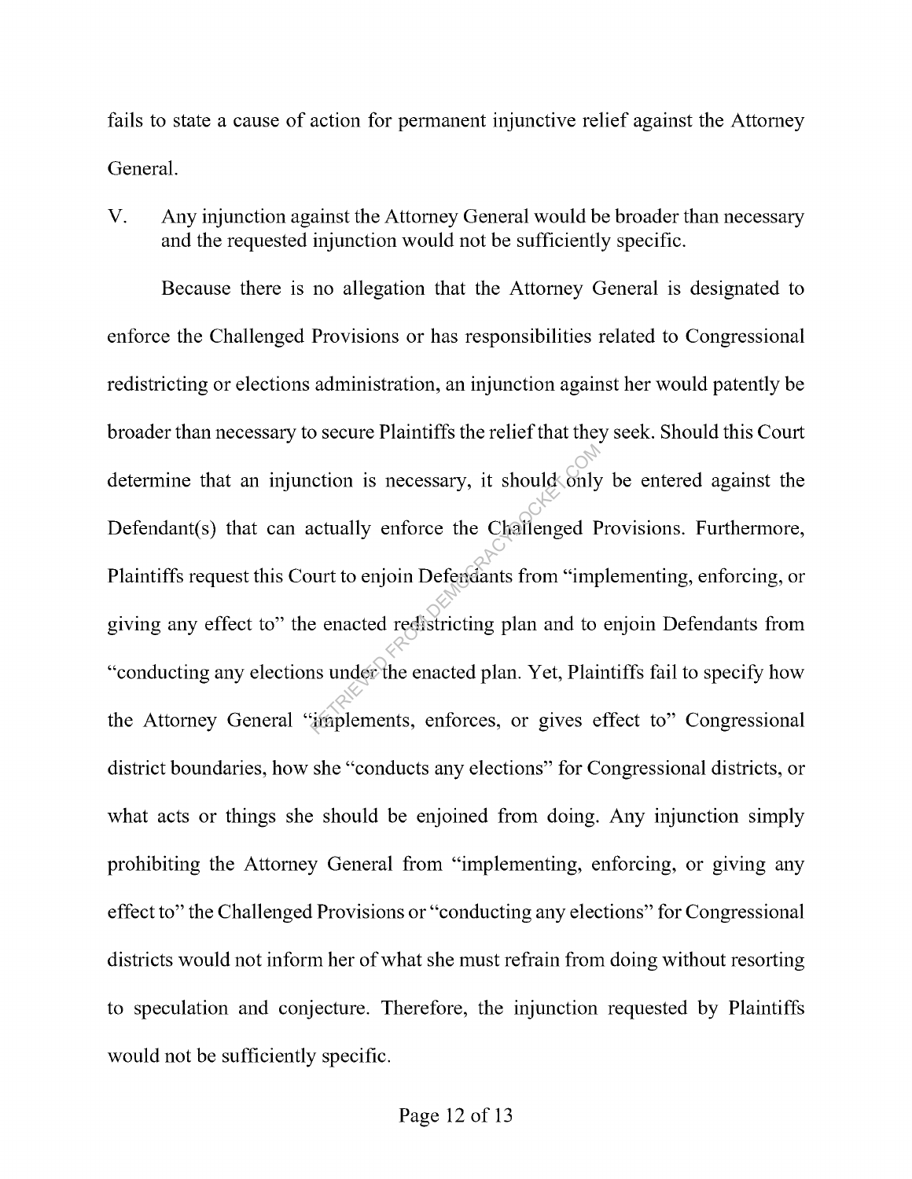fails to state a cause of action for permanent injunctive relief against the Attorney General.

## V. Any injunction against the Attorney General would be broader than necessary and the requested injunction would not be sufficiently specific.

Because there is no allegation that the Attorney General is designated to enforce the Challenged Provisions or has responsibilities related to Congressional redistricting or elections administration, an injunction against her would patently be broader than necessary to secure Plaintiffs the relief that they seek. Should this Court determine that an injunction is necessary, it should only be entered against the Defendant(s) that can actually enforce the Challenged Provisions. Furthermore, Plaintiffs request this Court to enjoin Defendants from "implementing, enforcing, or giving any effect to" the enacted redistricting plan and to enjoin Defendants from "conducting any elections under the enacted plan. Yet, Plaintiffs fail to specify how the Attorney General "implements, enforces, or gives effect to" Congressional district boundaries, how she "conducts any elections" for Congressional districts, or what acts or things she should be enjoined from doing. Any injunction simply prohibiting the Attorney General from "implementing, enforcing, or giving any effect to" the Challenged Provisions or "conducting any elections" for Congressional districts would not inform her of what she must refrain from doing without resorting to speculation and conjecture. Therefore, the injunction requested by Plaintiffs would not be sufficiently specific.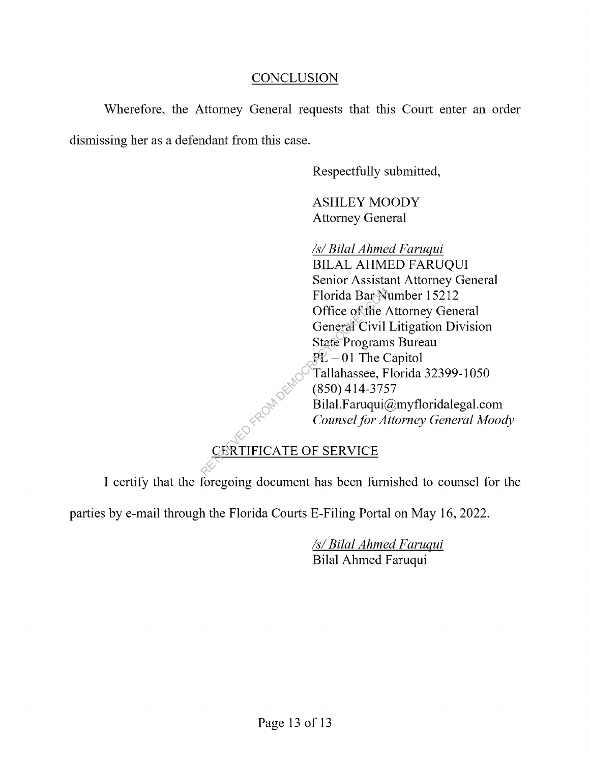## CONCLUSION

Wherefore, the Attorney General requests that this Court enter an order dismissing her as a defendant from this case.

Respectfully submitted,

ASHLEY MOODY
Attorney General

*/s/ Bilal Ahmed Faruqui*
BILAL AHMED FARUQUI
Senior Assistant Attorney General
Florida Bar Number 15212
Office of the Attorney General
General Civil Litigation Division
State Programs Bureau
PL – 01 The Capitol
Tallahassee, Florida 32399-1050
(850) 414-3757
Bilal.Faruqui@myfloridalegal.com
*Counsel for Attorney General Moody*

## CERTIFICATE OF SERVICE

I certify that the foregoing document has been furnished to counsel for the parties by e-mail through the Florida Courts E-Filing Portal on May 16, 2022.

*/s/ Bilal Ahmed Faruqui*
Bilal Ahmed Faruqui